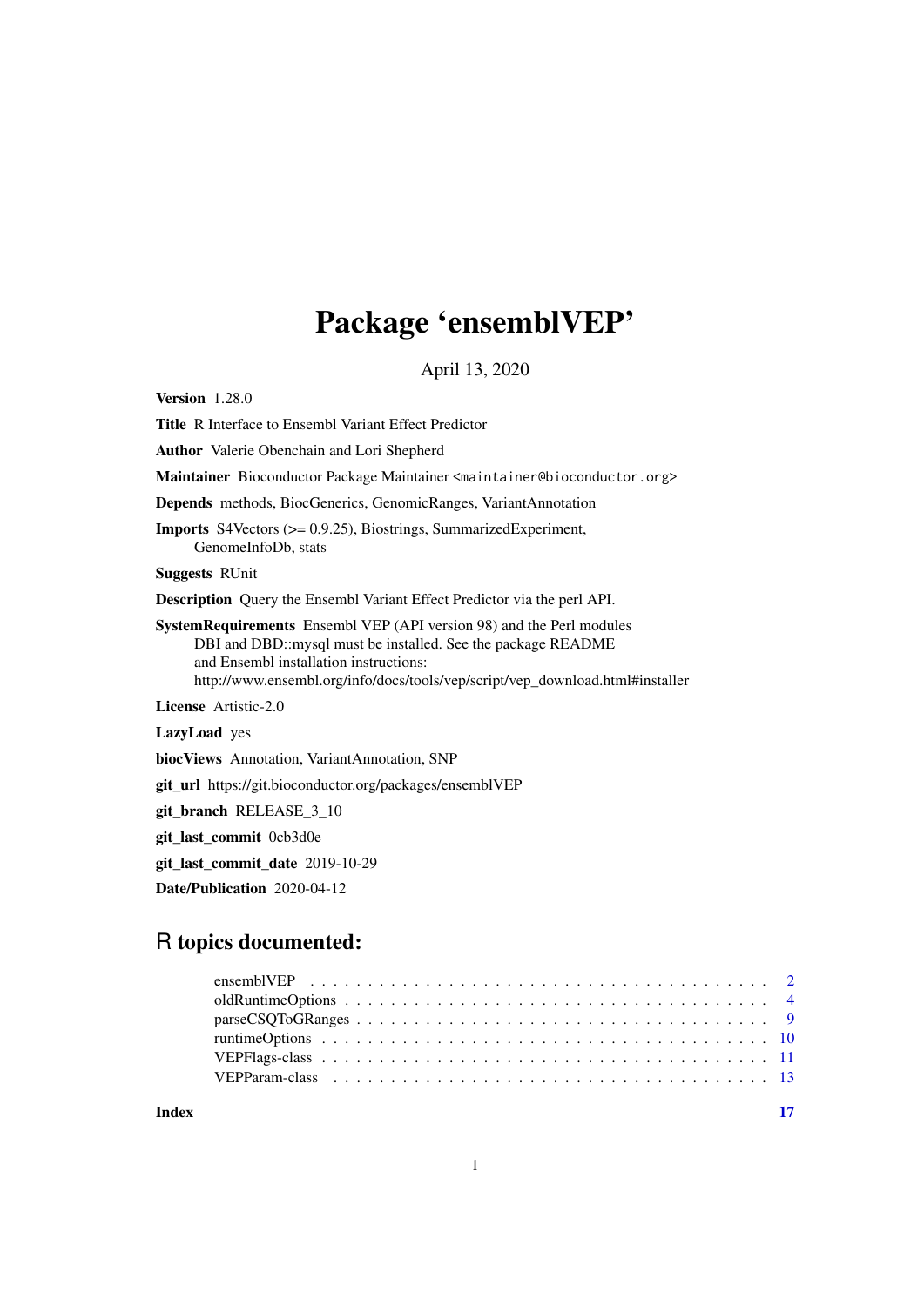# Package 'ensemblVEP'

April 13, 2020

**Version** 1.28.0

**Title** R Interface to Ensembl Variant Effect Predictor

**Author** Valerie Obenchain and Lori Shepherd

**Maintainer** Bioconductor Package Maintainer <maintainer@bioconductor.org>

**Depends** methods, BiocGenerics, GenomicRanges, VariantAnnotation

**Imports** S4Vectors (>= 0.9.25), Biostrings, SummarizedExperiment, GenomeInfoDb, stats

**Suggests** RUnit

**Description** Query the Ensembl Variant Effect Predictor via the perl API.

**SystemRequirements** Ensembl VEP (API version 98) and the Perl modules DBI and DBD::mysql must be installed. See the package README and Ensembl installation instructions: http://www.ensembl.org/info/docs/tools/vep/script/vep_download.html#installer

**License** Artistic-2.0

**LazyLoad** yes

**biocViews** Annotation, VariantAnnotation, SNP

**git_url** https://git.bioconductor.org/packages/ensemblVEP

**git_branch** RELEASE_3_10

**git_last_commit** 0cb3d0e

**git_last_commit_date** 2019-10-29

**Date/Publication** 2020-04-12

## R topics documented:

- ensemblVEP . . . . . . . . . . . . . . . . . . . . . . . . . . . . . . . . . . . . . . . . . 2
- oldRuntimeOptions . . . . . . . . . . . . . . . . . . . . . . . . . . . . . . . . . . . . 4
- parseCSQToGRanges . . . . . . . . . . . . . . . . . . . . . . . . . . . . . . . . . . . 9
- runtimeOptions . . . . . . . . . . . . . . . . . . . . . . . . . . . . . . . . . . . . . . 10
- VEPFlags-class . . . . . . . . . . . . . . . . . . . . . . . . . . . . . . . . . . . . . . 11
- VEPParam-class . . . . . . . . . . . . . . . . . . . . . . . . . . . . . . . . . . . . . 13

**Index** 17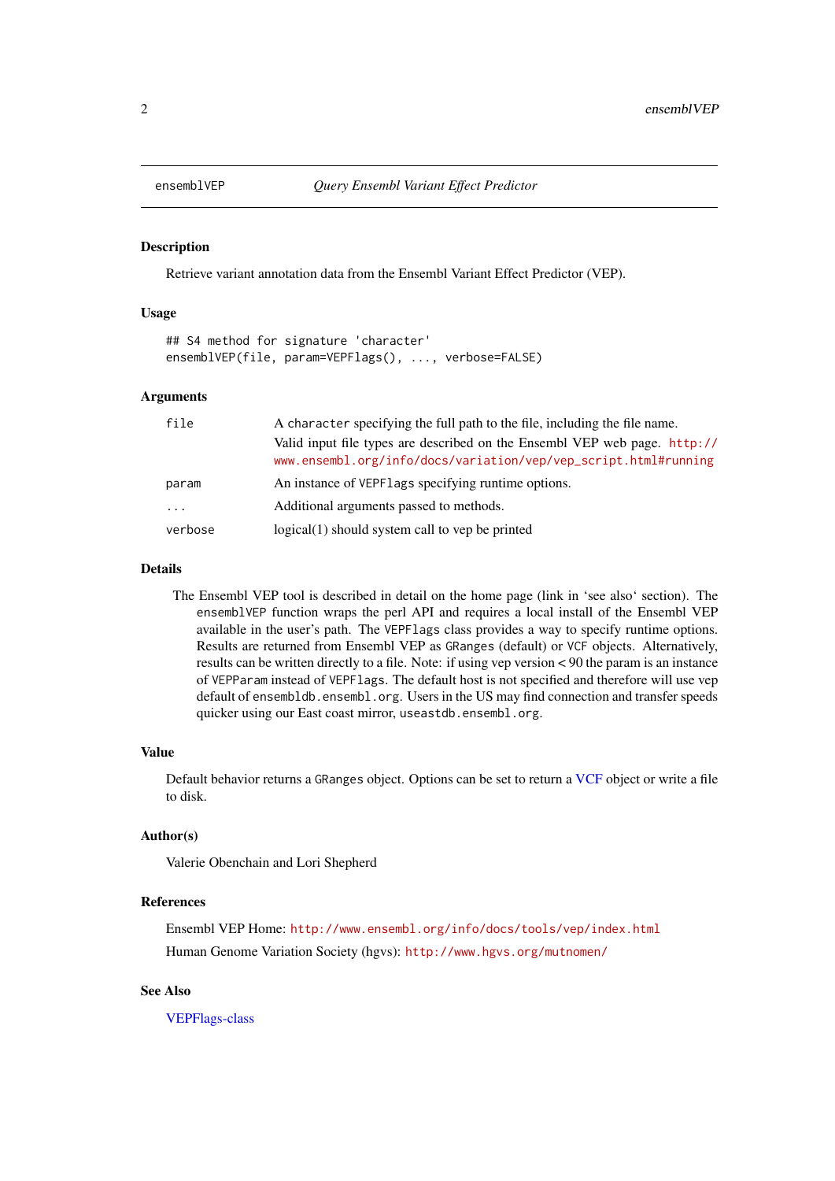ensemblVEP *Query Ensembl Variant Effect Predictor*

## Description

Retrieve variant annotation data from the Ensembl Variant Effect Predictor (VEP).

## Usage

```
## S4 method for signature 'character'
ensemblVEP(file, param=VEPFlags(), ..., verbose=FALSE)
```

## Arguments

| | |
|---|---|
| file | A character specifying the full path to the file, including the file name. Valid input file types are described on the Ensembl VEP web page. http://www.ensembl.org/info/docs/variation/vep/vep_script.html#running |
| param | An instance of VEPFlags specifying runtime options. |
| ... | Additional arguments passed to methods. |
| verbose | logical(1) should system call to vep be printed |

## Details

The Ensembl VEP tool is described in detail on the home page (link in 'see also' section). The ensemblVEP function wraps the perl API and requires a local install of the Ensembl VEP available in the user's path. The VEPFlags class provides a way to specify runtime options. Results are returned from Ensembl VEP as GRanges (default) or VCF objects. Alternatively, results can be written directly to a file. Note: if using vep version < 90 the param is an instance of VEPParam instead of VEPFlags. The default host is not specified and therefore will use vep default of ensembldb.ensembl.org. Users in the US may find connection and transfer speeds quicker using our East coast mirror, useastdb.ensembl.org.

## Value

Default behavior returns a GRanges object. Options can be set to return a VCF object or write a file to disk.

## Author(s)

Valerie Obenchain and Lori Shepherd

## References

Ensembl VEP Home: http://www.ensembl.org/info/docs/tools/vep/index.html

Human Genome Variation Society (hgvs): http://www.hgvs.org/mutnomen/

## See Also

VEPFlags-class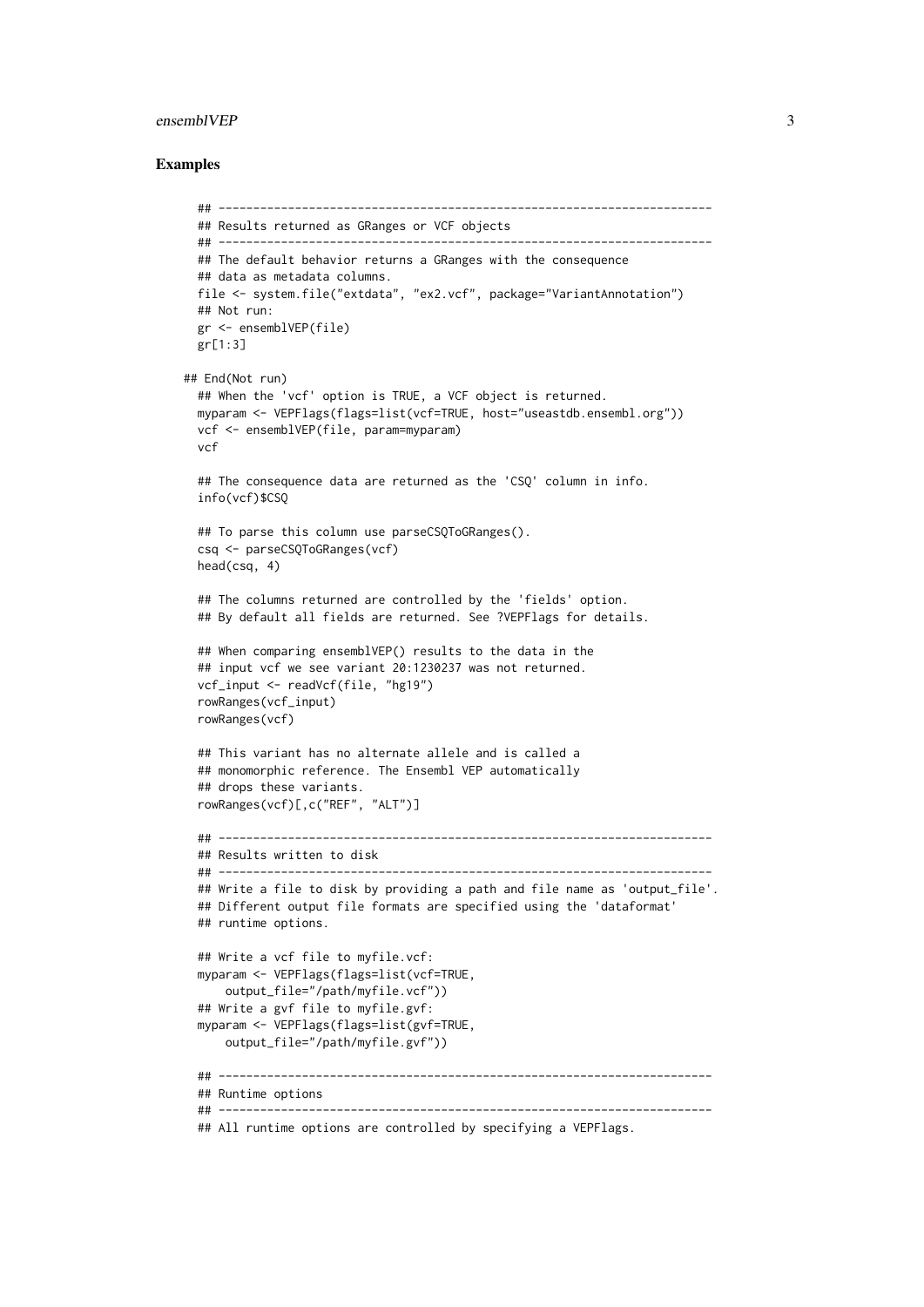## Examples

```
## ---------------------------------------------------------------------
## Results returned as GRanges or VCF objects
## ---------------------------------------------------------------------
## The default behavior returns a GRanges with the consequence
## data as metadata columns.
file <- system.file("extdata", "ex2.vcf", package="VariantAnnotation")
## Not run:
gr <- ensemblVEP(file)
gr[1:3]

## End(Not run)
## When the 'vcf' option is TRUE, a VCF object is returned.
myparam <- VEPFlags(flags=list(vcf=TRUE, host="useastdb.ensembl.org"))
vcf <- ensemblVEP(file, param=myparam)
vcf

## The consequence data are returned as the 'CSQ' column in info.
info(vcf)$CSQ

## To parse this column use parseCSQToGRanges().
csq <- parseCSQToGRanges(vcf)
head(csq, 4)

## The columns returned are controlled by the 'fields' option.
## By default all fields are returned. See ?VEPFlags for details.

## When comparing ensemblVEP() results to the data in the
## input vcf we see variant 20:1230237 was not returned.
vcf_input <- readVcf(file, "hg19")
rowRanges(vcf_input)
rowRanges(vcf)

## This variant has no alternate allele and is called a
## monomorphic reference. The Ensembl VEP automatically
## drops these variants.
rowRanges(vcf)[,c("REF", "ALT")]

## ---------------------------------------------------------------------
## Results written to disk
## ---------------------------------------------------------------------
## Write a file to disk by providing a path and file name as 'output_file'.
## Different output file formats are specified using the 'dataformat'
## runtime options.

## Write a vcf file to myfile.vcf:
myparam <- VEPFlags(flags=list(vcf=TRUE,
    output_file="/path/myfile.vcf"))
## Write a gvf file to myfile.gvf:
myparam <- VEPFlags(flags=list(gvf=TRUE,
    output_file="/path/myfile.gvf"))

## ---------------------------------------------------------------------
## Runtime options
## ---------------------------------------------------------------------
## All runtime options are controlled by specifying a VEPFlags.
```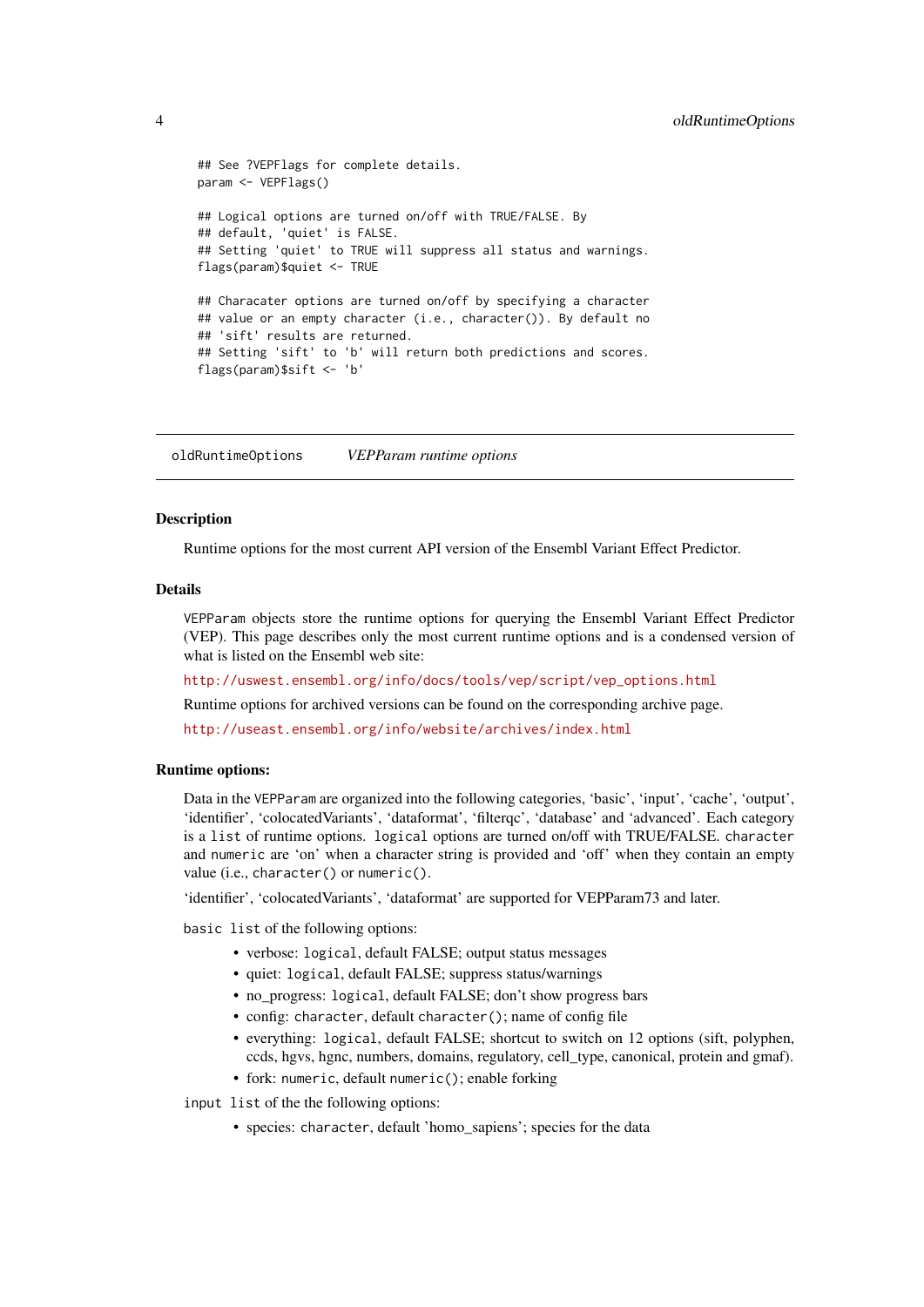```
## See ?VEPFlags for complete details.
param <- VEPFlags()

## Logical options are turned on/off with TRUE/FALSE. By
## default, 'quiet' is FALSE.
## Setting 'quiet' to TRUE will suppress all status and warnings.
flags(param)$quiet <- TRUE

## Characater options are turned on/off by specifying a character
## value or an empty character (i.e., character()). By default no
## 'sift' results are returned.
## Setting 'sift' to 'b' will return both predictions and scores.
flags(param)$sift <- 'b'
```

---

`oldRuntimeOptions` *VEPParam runtime options*

---

### Description

Runtime options for the most current API version of the Ensembl Variant Effect Predictor.

### Details

`VEPParam` objects store the runtime options for querying the Ensembl Variant Effect Predictor (VEP). This page describes only the most current runtime options and is a condensed version of what is listed on the Ensembl web site:

http://uswest.ensembl.org/info/docs/tools/vep/script/vep_options.html

Runtime options for archived versions can be found on the corresponding archive page.

http://useast.ensembl.org/info/website/archives/index.html

### Runtime options:

Data in the `VEPParam` are organized into the following categories, 'basic', 'input', 'cache', 'output', 'identifier', 'colocatedVariants', 'dataformat', 'filterqc', 'database' and 'advanced'. Each category is a `list` of runtime options. `logical` options are turned on/off with TRUE/FALSE. `character` and `numeric` are 'on' when a character string is provided and 'off' when they contain an empty value (i.e., `character()` or `numeric()`.

'identifier', 'colocatedVariants', 'dataformat' are supported for VEPParam73 and later.

`basic` `list` of the following options:

- verbose: `logical`, default FALSE; output status messages
- quiet: `logical`, default FALSE; suppress status/warnings
- no_progress: `logical`, default FALSE; don't show progress bars
- config: `character`, default `character()`; name of config file
- everything: `logical`, default FALSE; shortcut to switch on 12 options (sift, polyphen, ccds, hgvs, hgnc, numbers, domains, regulatory, cell_type, canonical, protein and gmaf).
- fork: `numeric`, default `numeric()`; enable forking

`input` `list` of the the following options:

- species: `character`, default 'homo_sapiens'; species for the data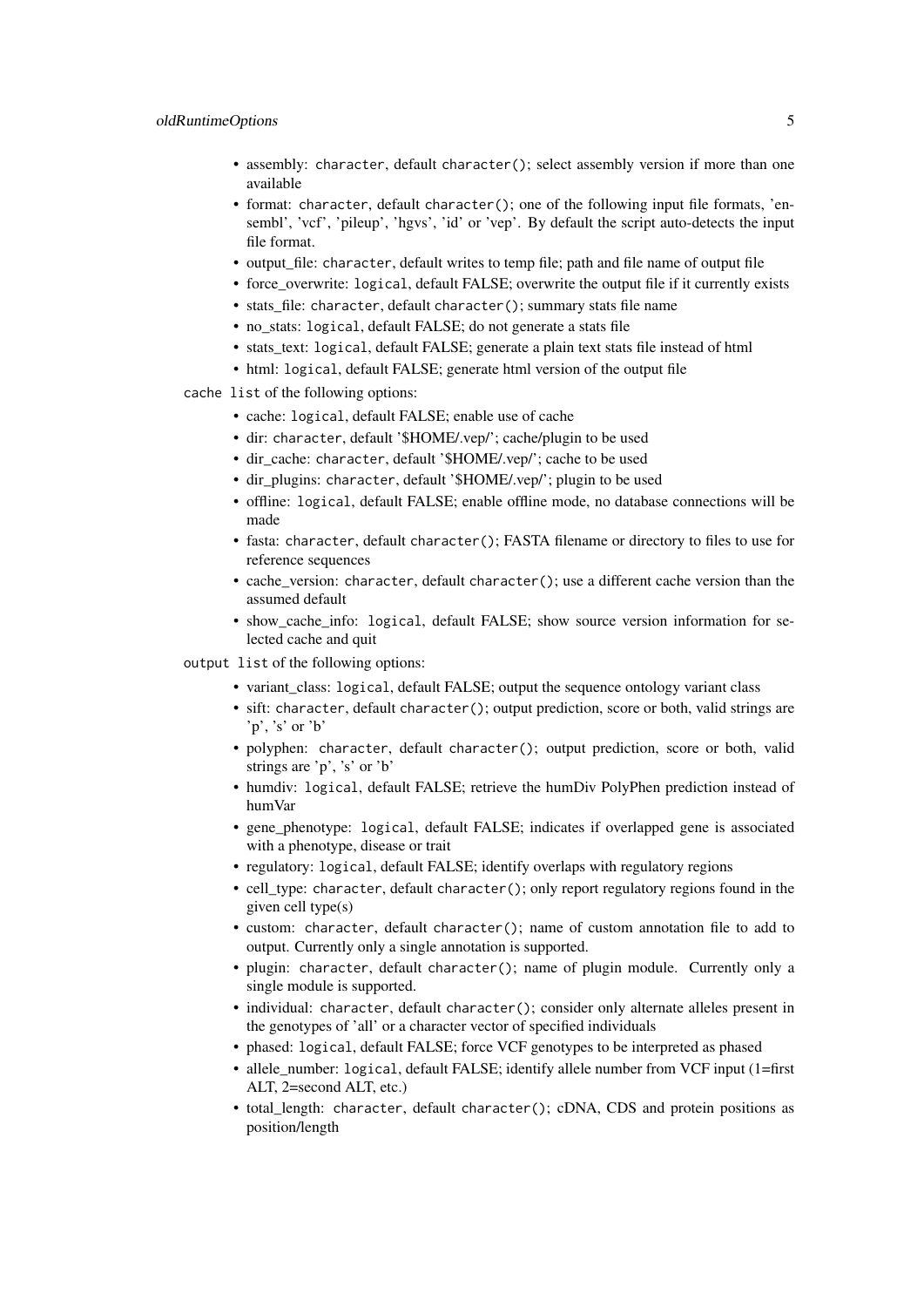- assembly: `character`, default `character()`; select assembly version if more than one available
- format: `character`, default `character()`; one of the following input file formats, 'ensembl', 'vcf', 'pileup', 'hgvs', 'id' or 'vep'. By default the script auto-detects the input file format.
- output_file: `character`, default writes to temp file; path and file name of output file
- force_overwrite: `logical`, default FALSE; overwrite the output file if it currently exists
- stats_file: `character`, default `character()`; summary stats file name
- no_stats: `logical`, default FALSE; do not generate a stats file
- stats_text: `logical`, default FALSE; generate a plain text stats file instead of html
- html: `logical`, default FALSE; generate html version of the output file

`cache` `list` of the following options:

- cache: `logical`, default FALSE; enable use of cache
- dir: `character`, default '$HOME/.vep/'; cache/plugin to be used
- dir_cache: `character`, default '$HOME/.vep/'; cache to be used
- dir_plugins: `character`, default '$HOME/.vep/'; plugin to be used
- offline: `logical`, default FALSE; enable offline mode, no database connections will be made
- fasta: `character`, default `character()`; FASTA filename or directory to files to use for reference sequences
- cache_version: `character`, default `character()`; use a different cache version than the assumed default
- show_cache_info: `logical`, default FALSE; show source version information for selected cache and quit

`output` `list` of the following options:

- variant_class: `logical`, default FALSE; output the sequence ontology variant class
- sift: `character`, default `character()`; output prediction, score or both, valid strings are 'p', 's' or 'b'
- polyphen: `character`, default `character()`; output prediction, score or both, valid strings are 'p', 's' or 'b'
- humdiv: `logical`, default FALSE; retrieve the humDiv PolyPhen prediction instead of humVar
- gene_phenotype: `logical`, default FALSE; indicates if overlapped gene is associated with a phenotype, disease or trait
- regulatory: `logical`, default FALSE; identify overlaps with regulatory regions
- cell_type: `character`, default `character()`; only report regulatory regions found in the given cell type(s)
- custom: `character`, default `character()`; name of custom annotation file to add to output. Currently only a single annotation is supported.
- plugin: `character`, default `character()`; name of plugin module. Currently only a single module is supported.
- individual: `character`, default `character()`; consider only alternate alleles present in the genotypes of 'all' or a character vector of specified individuals
- phased: `logical`, default FALSE; force VCF genotypes to be interpreted as phased
- allele_number: `logical`, default FALSE; identify allele number from VCF input (1=first ALT, 2=second ALT, etc.)
- total_length: `character`, default `character()`; cDNA, CDS and protein positions as position/length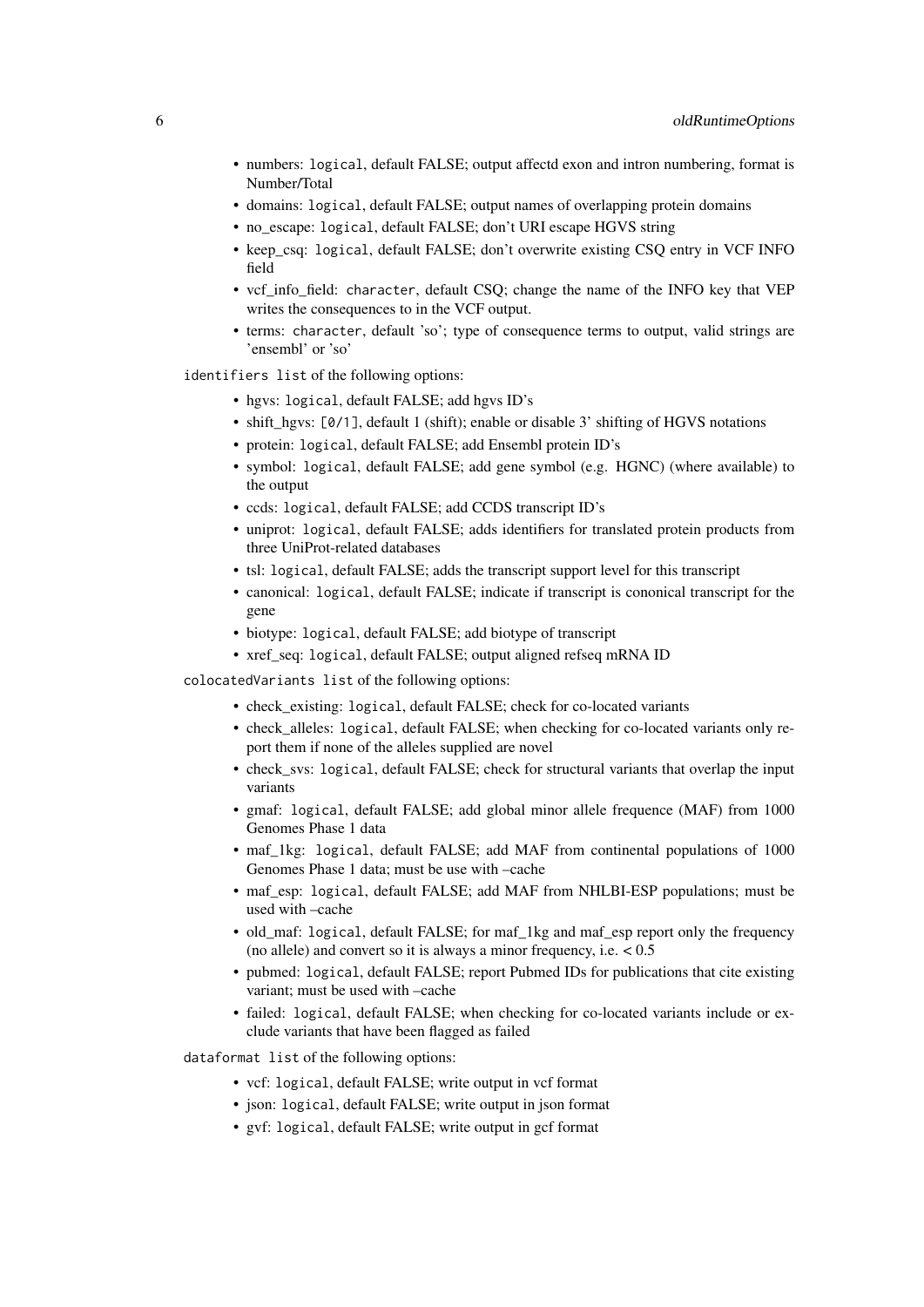- numbers: `logical`, default FALSE; output affectd exon and intron numbering, format is Number/Total
- domains: `logical`, default FALSE; output names of overlapping protein domains
- no_escape: `logical`, default FALSE; don't URI escape HGVS string
- keep_csq: `logical`, default FALSE; don't overwrite existing CSQ entry in VCF INFO field
- vcf_info_field: `character`, default CSQ; change the name of the INFO key that VEP writes the consequences to in the VCF output.
- terms: `character`, default 'so'; type of consequence terms to output, valid strings are 'ensembl' or 'so'

`identifiers` list of the following options:

- hgvs: `logical`, default FALSE; add hgvs ID's
- shift_hgvs: `[0/1]`, default 1 (shift); enable or disable 3' shifting of HGVS notations
- protein: `logical`, default FALSE; add Ensembl protein ID's
- symbol: `logical`, default FALSE; add gene symbol (e.g. HGNC) (where available) to the output
- ccds: `logical`, default FALSE; add CCDS transcript ID's
- uniprot: `logical`, default FALSE; adds identifiers for translated protein products from three UniProt-related databases
- tsl: `logical`, default FALSE; adds the transcript support level for this transcript
- canonical: `logical`, default FALSE; indicate if transcript is cononical transcript for the gene
- biotype: `logical`, default FALSE; add biotype of transcript
- xref_seq: `logical`, default FALSE; output aligned refseq mRNA ID

`colocatedVariants` list of the following options:

- check_existing: `logical`, default FALSE; check for co-located variants
- check_alleles: `logical`, default FALSE; when checking for co-located variants only report them if none of the alleles supplied are novel
- check_svs: `logical`, default FALSE; check for structural variants that overlap the input variants
- gmaf: `logical`, default FALSE; add global minor allele frequence (MAF) from 1000 Genomes Phase 1 data
- maf_1kg: `logical`, default FALSE; add MAF from continental populations of 1000 Genomes Phase 1 data; must be use with –cache
- maf_esp: `logical`, default FALSE; add MAF from NHLBI-ESP populations; must be used with –cache
- old_maf: `logical`, default FALSE; for maf_1kg and maf_esp report only the frequency (no allele) and convert so it is always a minor frequency, i.e. < 0.5
- pubmed: `logical`, default FALSE; report Pubmed IDs for publications that cite existing variant; must be used with –cache
- failed: `logical`, default FALSE; when checking for co-located variants include or exclude variants that have been flagged as failed

`dataformat` list of the following options:

- vcf: `logical`, default FALSE; write output in vcf format
- json: `logical`, default FALSE; write output in json format
- gvf: `logical`, default FALSE; write output in gcf format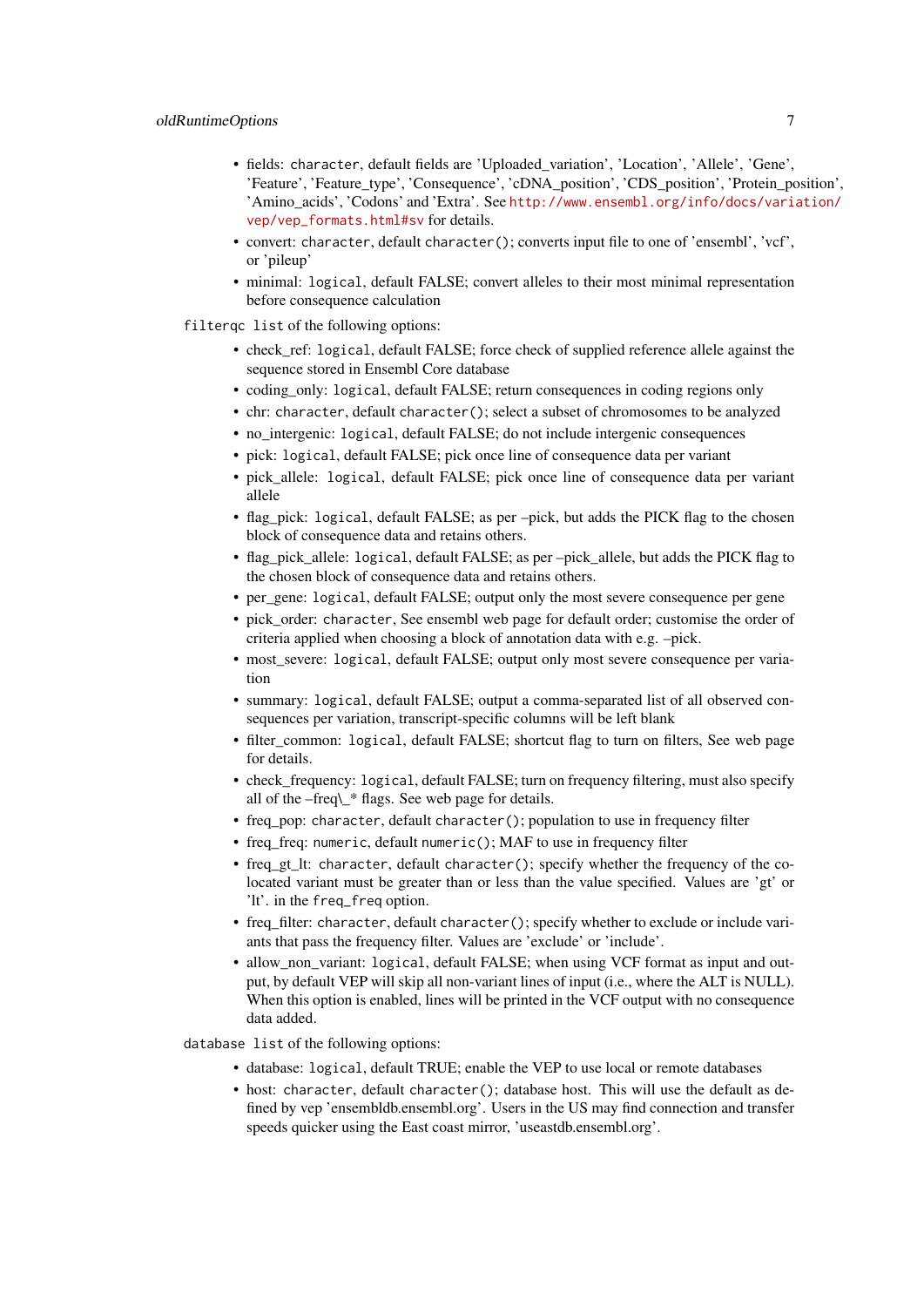- fields: `character`, default fields are 'Uploaded_variation', 'Location', 'Allele', 'Gene', 'Feature', 'Feature_type', 'Consequence', 'cDNA_position', 'CDS_position', 'Protein_position', 'Amino_acids', 'Codons' and 'Extra'. See http://www.ensembl.org/info/docs/variation/vep/vep_formats.html#sv for details.
- convert: `character`, default `character()`; converts input file to one of 'ensembl', 'vcf', or 'pileup'
- minimal: `logical`, default FALSE; convert alleles to their most minimal representation before consequence calculation

`filterqc` `list` of the following options:

- check_ref: `logical`, default FALSE; force check of supplied reference allele against the sequence stored in Ensembl Core database
- coding_only: `logical`, default FALSE; return consequences in coding regions only
- chr: `character`, default `character()`; select a subset of chromosomes to be analyzed
- no_intergenic: `logical`, default FALSE; do not include intergenic consequences
- pick: `logical`, default FALSE; pick once line of consequence data per variant
- pick_allele: `logical`, default FALSE; pick once line of consequence data per variant allele
- flag_pick: `logical`, default FALSE; as per –pick, but adds the PICK flag to the chosen block of consequence data and retains others.
- flag_pick_allele: `logical`, default FALSE; as per –pick_allele, but adds the PICK flag to the chosen block of consequence data and retains others.
- per_gene: `logical`, default FALSE; output only the most severe consequence per gene
- pick_order: `character`, See ensembl web page for default order; customise the order of criteria applied when choosing a block of annotation data with e.g. –pick.
- most_severe: `logical`, default FALSE; output only most severe consequence per variation
- summary: `logical`, default FALSE; output a comma-separated list of all observed consequences per variation, transcript-specific columns will be left blank
- filter_common: `logical`, default FALSE; shortcut flag to turn on filters, See web page for details.
- check_frequency: `logical`, default FALSE; turn on frequency filtering, must also specify all of the –freq\_* flags. See web page for details.
- freq_pop: `character`, default `character()`; population to use in frequency filter
- freq_freq: `numeric`, default `numeric()`; MAF to use in frequency filter
- freq_gt_lt: `character`, default `character()`; specify whether the frequency of the co-located variant must be greater than or less than the value specified. Values are 'gt' or 'lt'. in the `freq_freq` option.
- freq_filter: `character`, default `character()`; specify whether to exclude or include variants that pass the frequency filter. Values are 'exclude' or 'include'.
- allow_non_variant: `logical`, default FALSE; when using VCF format as input and output, by default VEP will skip all non-variant lines of input (i.e., where the ALT is NULL). When this option is enabled, lines will be printed in the VCF output with no consequence data added.

`database` `list` of the following options:

- database: `logical`, default TRUE; enable the VEP to use local or remote databases
- host: `character`, default `character()`; database host. This will use the default as defined by vep 'ensembldb.ensembl.org'. Users in the US may find connection and transfer speeds quicker using the East coast mirror, 'useastdb.ensembl.org'.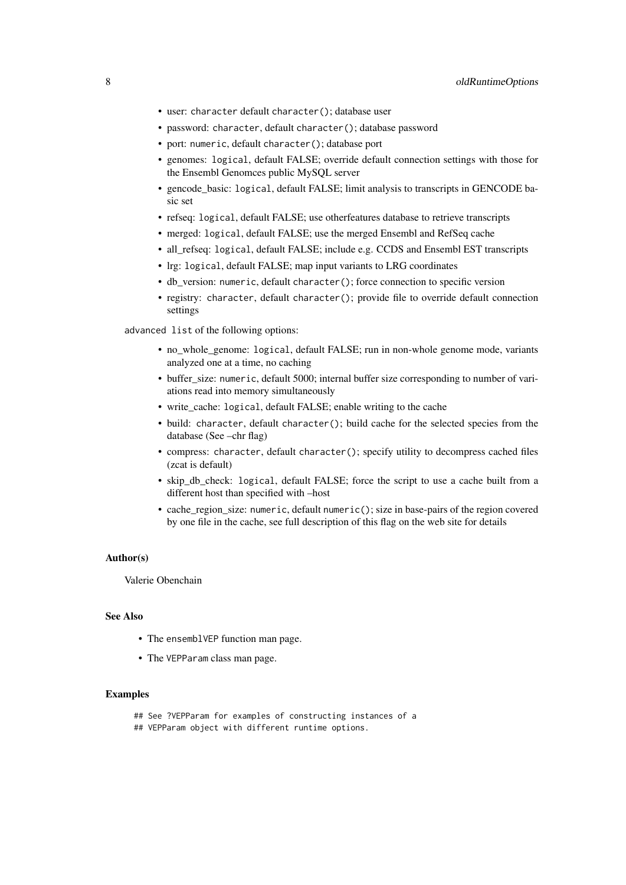- user: `character` default `character()`; database user
- password: `character`, default `character()`; database password
- port: `numeric`, default `character()`; database port
- genomes: `logical`, default FALSE; override default connection settings with those for the Ensembl Genomces public MySQL server
- gencode_basic: `logical`, default FALSE; limit analysis to transcripts in GENCODE basic set
- refseq: `logical`, default FALSE; use otherfeatures database to retrieve transcripts
- merged: `logical`, default FALSE; use the merged Ensembl and RefSeq cache
- all_refseq: `logical`, default FALSE; include e.g. CCDS and Ensembl EST transcripts
- lrg: `logical`, default FALSE; map input variants to LRG coordinates
- db_version: `numeric`, default `character()`; force connection to specific version
- registry: `character`, default `character()`; provide file to override default connection settings

`advanced` `list` of the following options:

- no_whole_genome: `logical`, default FALSE; run in non-whole genome mode, variants analyzed one at a time, no caching
- buffer_size: `numeric`, default 5000; internal buffer size corresponding to number of variations read into memory simultaneously
- write_cache: `logical`, default FALSE; enable writing to the cache
- build: `character`, default `character()`; build cache for the selected species from the database (See –chr flag)
- compress: `character`, default `character()`; specify utility to decompress cached files (zcat is default)
- skip_db_check: `logical`, default FALSE; force the script to use a cache built from a different host than specified with –host
- cache_region_size: `numeric`, default `numeric()`; size in base-pairs of the region covered by one file in the cache, see full description of this flag on the web site for details

### Author(s)

Valerie Obenchain

### See Also

- The `ensemblVEP` function man page.
- The `VEPParam` class man page.

### Examples

```
## See ?VEPParam for examples of constructing instances of a
## VEPParam object with different runtime options.
```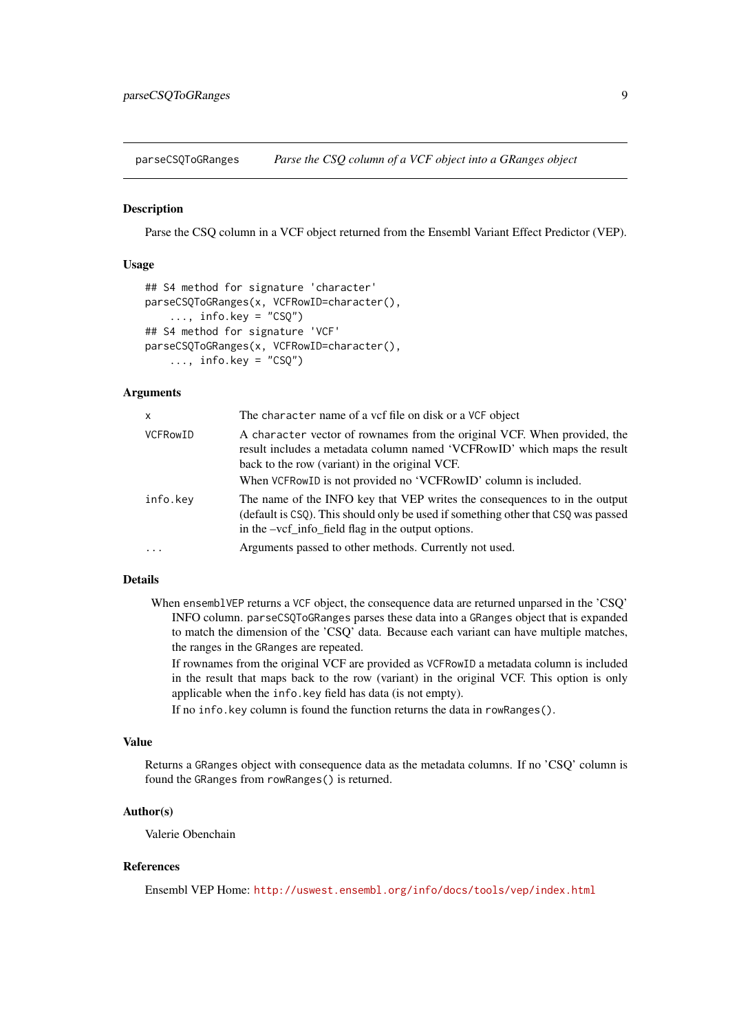## parseCSQToGRanges — *Parse the CSQ column of a VCF object into a GRanges object*

### Description

Parse the CSQ column in a VCF object returned from the Ensembl Variant Effect Predictor (VEP).

### Usage

```
## S4 method for signature 'character'
parseCSQToGRanges(x, VCFRowID=character(),
    ..., info.key = "CSQ")
## S4 method for signature 'VCF'
parseCSQToGRanges(x, VCFRowID=character(),
    ..., info.key = "CSQ")
```

### Arguments

| | |
|---|---|
| x | The character name of a vcf file on disk or a VCF object |
| VCFRowID | A character vector of rownames from the original VCF. When provided, the result includes a metadata column named 'VCFRowID' which maps the result back to the row (variant) in the original VCF. When VCFRowID is not provided no 'VCFRowID' column is included. |
| info.key | The name of the INFO key that VEP writes the consequences to in the output (default is CSQ). This should only be used if something other that CSQ was passed in the –vcf_info_field flag in the output options. |
| ... | Arguments passed to other methods. Currently not used. |

### Details

When ensemblVEP returns a VCF object, the consequence data are returned unparsed in the 'CSQ' INFO column. parseCSQToGRanges parses these data into a GRanges object that is expanded to match the dimension of the 'CSQ' data. Because each variant can have multiple matches, the ranges in the GRanges are repeated.

If rownames from the original VCF are provided as VCFRowID a metadata column is included in the result that maps back to the row (variant) in the original VCF. This option is only applicable when the info.key field has data (is not empty).

If no info.key column is found the function returns the data in rowRanges().

### Value

Returns a GRanges object with consequence data as the metadata columns. If no 'CSQ' column is found the GRanges from rowRanges() is returned.

### Author(s)

Valerie Obenchain

### References

Ensembl VEP Home: http://uswest.ensembl.org/info/docs/tools/vep/index.html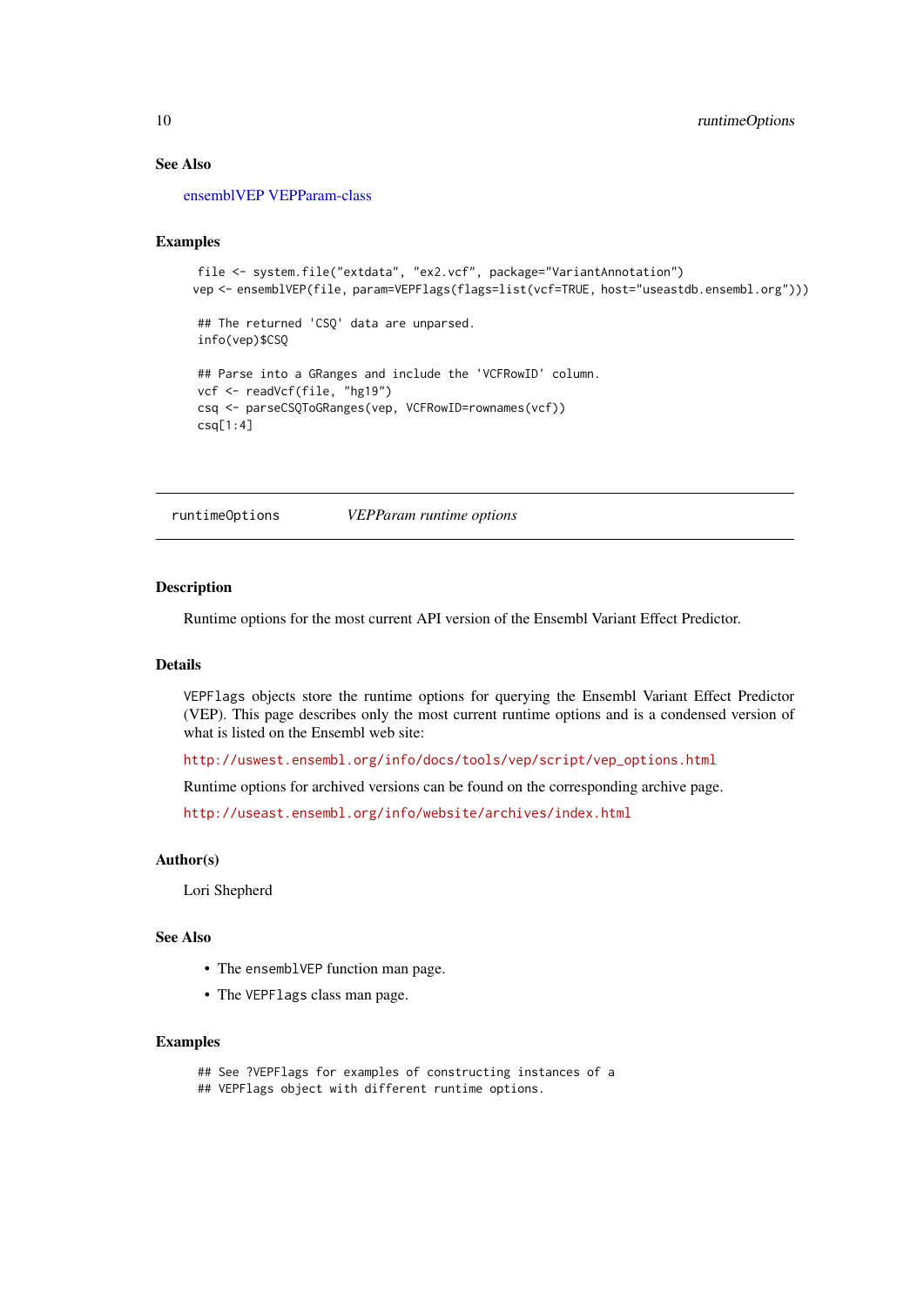### See Also

ensemblVEP VEPParam-class

### Examples

```
file <- system.file("extdata", "ex2.vcf", package="VariantAnnotation")
vep <- ensemblVEP(file, param=VEPFlags(flags=list(vcf=TRUE, host="useastdb.ensembl.org")))

## The returned 'CSQ' data are unparsed.
info(vep)$CSQ

## Parse into a GRanges and include the 'VCFRowID' column.
vcf <- readVcf(file, "hg19")
csq <- parseCSQToGRanges(vep, VCFRowID=rownames(vcf))
csq[1:4]
```

---

## runtimeOptions    *VEPParam runtime options*

---

### Description

Runtime options for the most current API version of the Ensembl Variant Effect Predictor.

### Details

`VEPFlags` objects store the runtime options for querying the Ensembl Variant Effect Predictor (VEP). This page describes only the most current runtime options and is a condensed version of what is listed on the Ensembl web site:

http://uswest.ensembl.org/info/docs/tools/vep/script/vep_options.html

Runtime options for archived versions can be found on the corresponding archive page.

http://useast.ensembl.org/info/website/archives/index.html

### Author(s)

Lori Shepherd

### See Also

- The `ensemblVEP` function man page.
- The `VEPFlags` class man page.

### Examples

```
## See ?VEPFlags for examples of constructing instances of a
## VEPFlags object with different runtime options.
```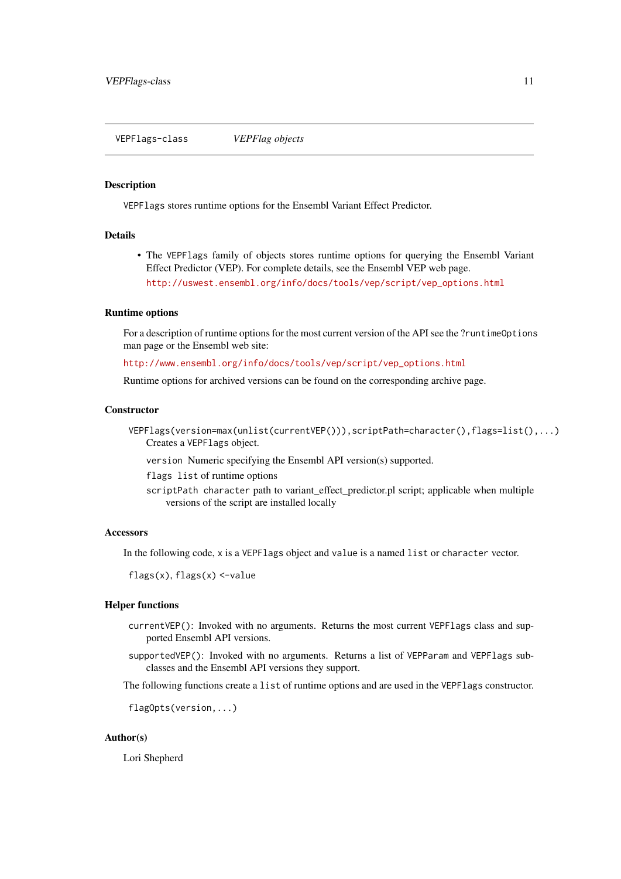VEPFlags-class *VEPFlag objects*

## Description

VEPFlags stores runtime options for the Ensembl Variant Effect Predictor.

## Details

- The VEPFlags family of objects stores runtime options for querying the Ensembl Variant Effect Predictor (VEP). For complete details, see the Ensembl VEP web page. http://uswest.ensembl.org/info/docs/tools/vep/script/vep_options.html

## Runtime options

For a description of runtime options for the most current version of the API see the ?runtimeOptions man page or the Ensembl web site:

http://www.ensembl.org/info/docs/tools/vep/script/vep_options.html

Runtime options for archived versions can be found on the corresponding archive page.

## Constructor

`VEPFlags(version=max(unlist(currentVEP())),scriptPath=character(),flags=list(),...)` Creates a VEPFlags object.

`version` Numeric specifying the Ensembl API version(s) supported.

`flags` list of runtime options

`scriptPath` character path to variant_effect_predictor.pl script; applicable when multiple versions of the script are installed locally

## Accessors

In the following code, x is a VEPFlags object and value is a named list or character vector.

`flags(x), flags(x) <-value`

## Helper functions

`currentVEP()`: Invoked with no arguments. Returns the most current VEPFlags class and supported Ensembl API versions.

`supportedVEP()`: Invoked with no arguments. Returns a list of VEPParam and VEPFlags subclasses and the Ensembl API versions they support.

The following functions create a list of runtime options and are used in the VEPFlags constructor.

`flagOpts(version,...)`

## Author(s)

Lori Shepherd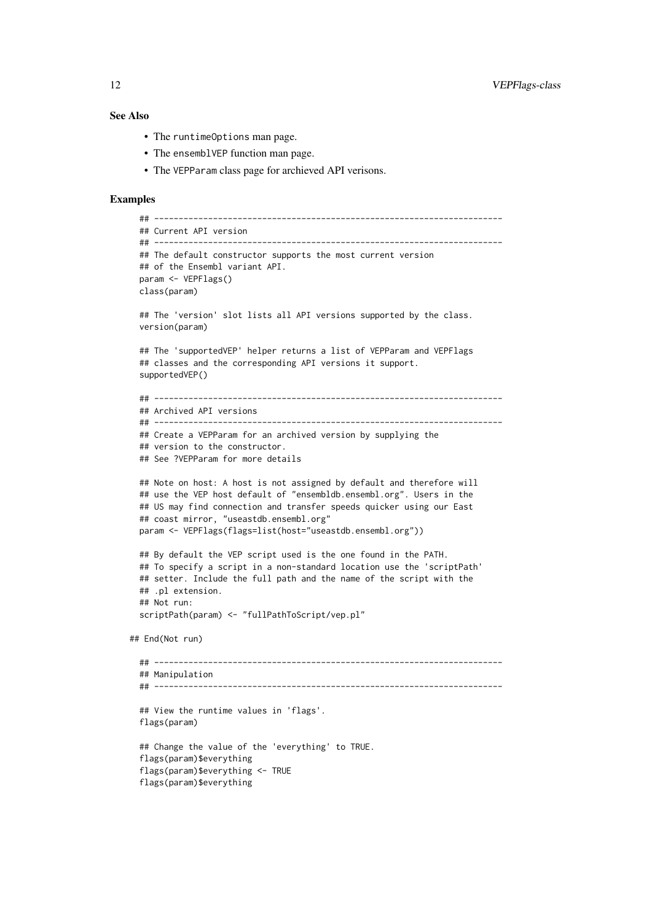### See Also

- The `runtimeOptions` man page.
- The `ensemblVEP` function man page.
- The `VEPParam` class page for archieved API verisons.

### Examples

```
## ---------------------------------------------------------------------
## Current API version
## ---------------------------------------------------------------------
## The default constructor supports the most current version
## of the Ensembl variant API.
param <- VEPFlags()
class(param)

## The 'version' slot lists all API versions supported by the class.
version(param)

## The 'supportedVEP' helper returns a list of VEPParam and VEPFlags
## classes and the corresponding API versions it support.
supportedVEP()

## ---------------------------------------------------------------------
## Archived API versions
## ---------------------------------------------------------------------
## Create a VEPParam for an archived version by supplying the
## version to the constructor.
## See ?VEPParam for more details

## Note on host: A host is not assigned by default and therefore will
## use the VEP host default of "ensembldb.ensembl.org". Users in the
## US may find connection and transfer speeds quicker using our East
## coast mirror, "useastdb.ensembl.org"
param <- VEPFlags(flags=list(host="useastdb.ensembl.org"))

## By default the VEP script used is the one found in the PATH.
## To specify a script in a non-standard location use the 'scriptPath'
## setter. Include the full path and the name of the script with the
## .pl extension.
## Not run:
scriptPath(param) <- "fullPathToScript/vep.pl"

## End(Not run)

## ---------------------------------------------------------------------
## Manipulation
## ---------------------------------------------------------------------

## View the runtime values in 'flags'.
flags(param)

## Change the value of the 'everything' to TRUE.
flags(param)$everything
flags(param)$everything <- TRUE
flags(param)$everything
```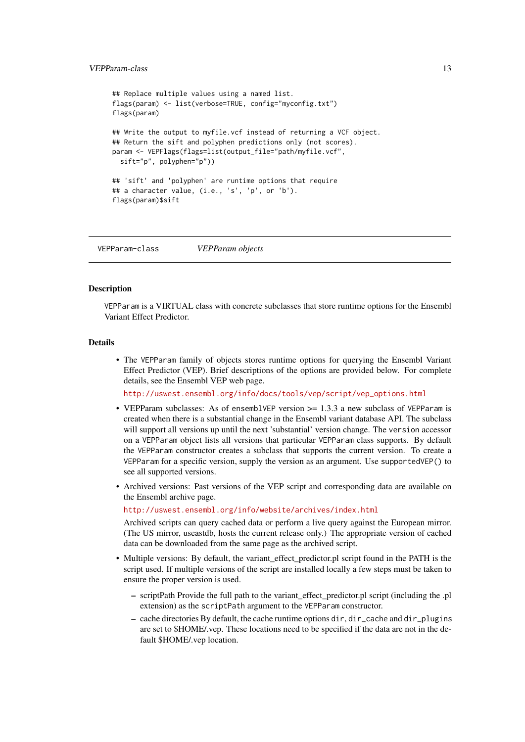```
## Replace multiple values using a named list.
flags(param) <- list(verbose=TRUE, config="myconfig.txt")
flags(param)

## Write the output to myfile.vcf instead of returning a VCF object.
## Return the sift and polyphen predictions only (not scores).
param <- VEPFlags(flags=list(output_file="path/myfile.vcf",
  sift="p", polyphen="p"))

## 'sift' and 'polyphen' are runtime options that require
## a character value, (i.e., 's', 'p', or 'b').
flags(param)$sift
```

---

`VEPParam-class` *VEPParam objects*

---

### Description

`VEPParam` is a VIRTUAL class with concrete subclasses that store runtime options for the Ensembl Variant Effect Predictor.

### Details

- The `VEPParam` family of objects stores runtime options for querying the Ensembl Variant Effect Predictor (VEP). Brief descriptions of the options are provided below. For complete details, see the Ensembl VEP web page.

  http://uswest.ensembl.org/info/docs/tools/vep/script/vep_options.html

- VEPParam subclasses: As of `ensemblVEP` version >= 1.3.3 a new subclass of `VEPParam` is created when there is a substantial change in the Ensembl variant database API. The subclass will support all versions up until the next 'substantial' version change. The `version` accessor on a `VEPParam` object lists all versions that particular `VEPParam` class supports. By default the `VEPParam` constructor creates a subclass that supports the current version. To create a `VEPParam` for a specific version, supply the version as an argument. Use `supportedVEP()` to see all supported versions.

- Archived versions: Past versions of the VEP script and corresponding data are available on the Ensembl archive page.

  http://uswest.ensembl.org/info/website/archives/index.html

  Archived scripts can query cached data or perform a live query against the European mirror. (The US mirror, useastdb, hosts the current release only.) The appropriate version of cached data can be downloaded from the same page as the archived script.

- Multiple versions: By default, the variant_effect_predictor.pl script found in the PATH is the script used. If multiple versions of the script are installed locally a few steps must be taken to ensure the proper version is used.
  - scriptPath Provide the full path to the variant_effect_predictor.pl script (including the .pl extension) as the `scriptPath` argument to the `VEPParam` constructor.
  - cache directories By default, the cache runtime options `dir`, `dir_cache` and `dir_plugins` are set to $HOME/.vep. These locations need to be specified if the data are not in the default $HOME/.vep location.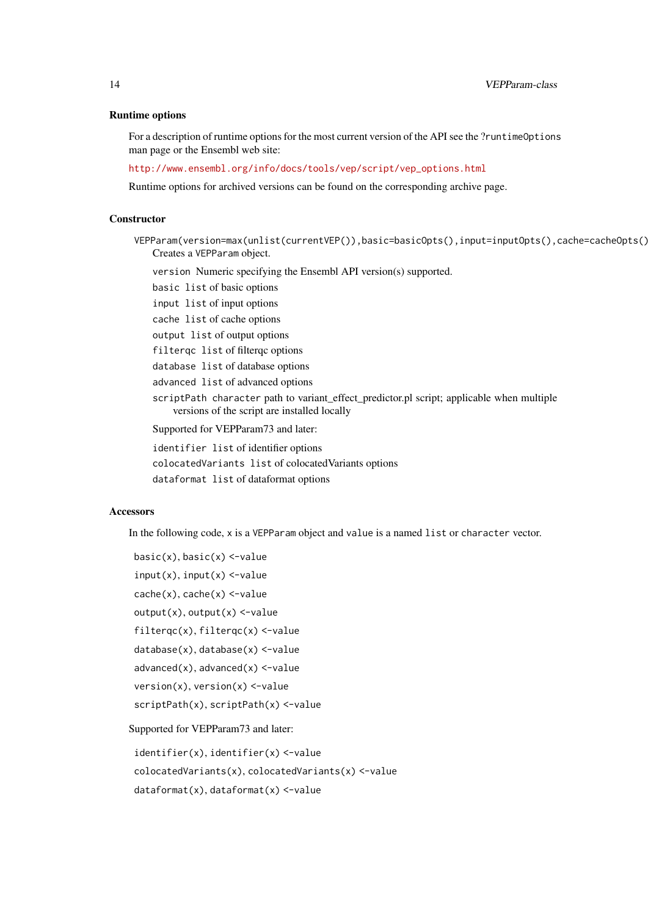### Runtime options

For a description of runtime options for the most current version of the API see the ?runtimeOptions man page or the Ensembl web site:

http://www.ensembl.org/info/docs/tools/vep/script/vep_options.html

Runtime options for archived versions can be found on the corresponding archive page.

### Constructor

`VEPParam(version=max(unlist(currentVEP()),basic=basicOpts(),input=inputOpts(),cache=cacheOpts()`
: Creates a `VEPParam` object.

  `version` Numeric specifying the Ensembl API version(s) supported.

  `basic` `list` of basic options

  `input` `list` of input options

  `cache` `list` of cache options

  `output` `list` of output options

  `filterqc` `list` of filterqc options

  `database` `list` of database options

  `advanced` `list` of advanced options

  `scriptPath` `character` path to variant_effect_predictor.pl script; applicable when multiple versions of the script are installed locally

  Supported for VEPParam73 and later:

  `identifier` `list` of identifier options

  `colocatedVariants` `list` of colocatedVariants options

  `dataformat` `list` of dataformat options

### Accessors

In the following code, `x` is a `VEPParam` object and `value` is a named `list` or `character` vector.

`basic(x)`, `basic(x) <-value`

`input(x)`, `input(x) <-value`

`cache(x)`, `cache(x) <-value`

`output(x)`, `output(x) <-value`

`filterqc(x)`, `filterqc(x) <-value`

`database(x)`, `database(x) <-value`

`advanced(x)`, `advanced(x) <-value`

`version(x)`, `version(x) <-value`

`scriptPath(x)`, `scriptPath(x) <-value`

Supported for VEPParam73 and later:

`identifier(x)`, `identifier(x) <-value`

`colocatedVariants(x)`, `colocatedVariants(x) <-value`

`dataformat(x)`, `dataformat(x) <-value`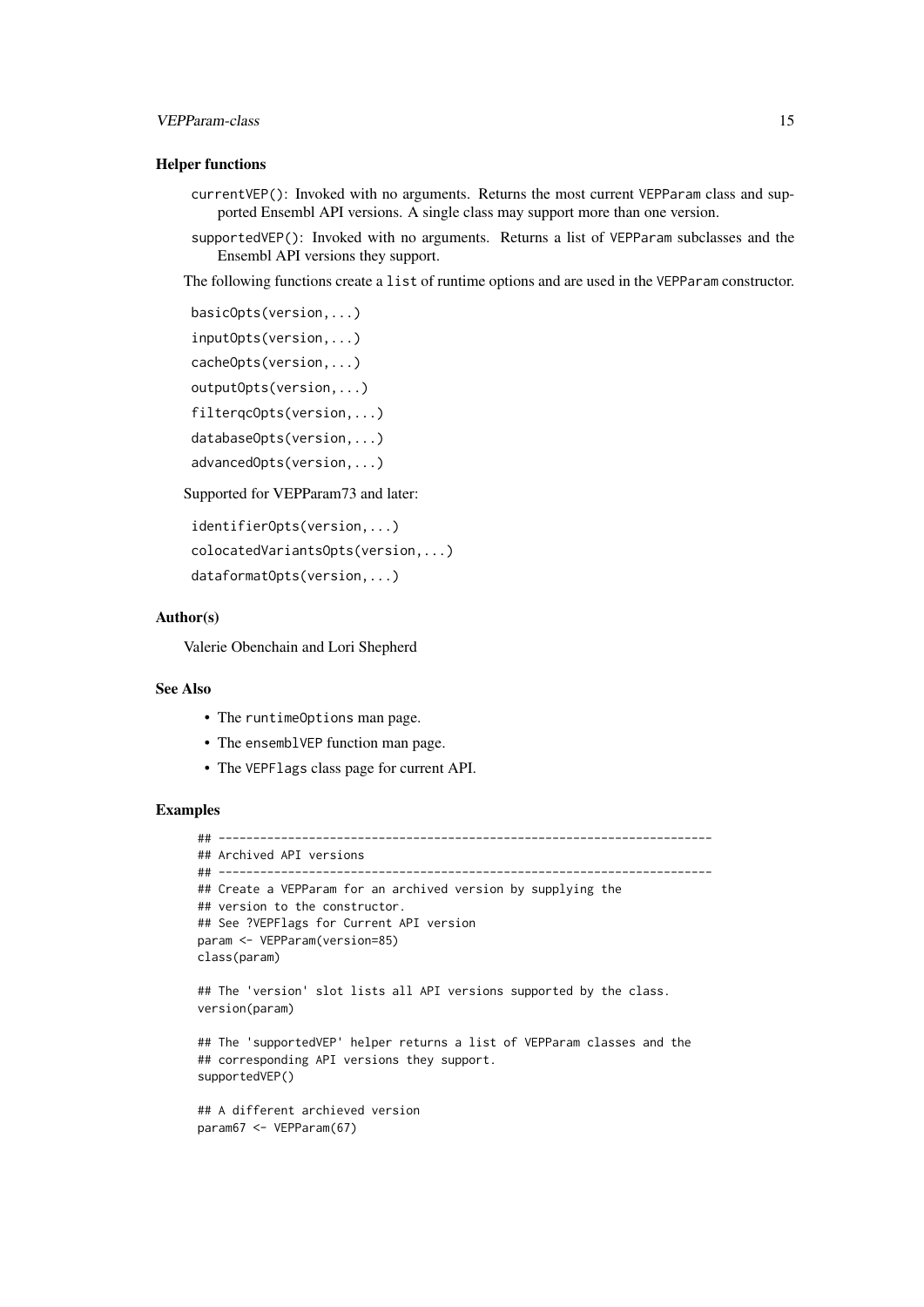### Helper functions

- `currentVEP()`: Invoked with no arguments. Returns the most current `VEPParam` class and supported Ensembl API versions. A single class may support more than one version.
- `supportedVEP()`: Invoked with no arguments. Returns a list of `VEPParam` subclasses and the Ensembl API versions they support.

The following functions create a `list` of runtime options and are used in the `VEPParam` constructor.

```
basicOpts(version,...)
inputOpts(version,...)
cacheOpts(version,...)
outputOpts(version,...)
filterqcOpts(version,...)
databaseOpts(version,...)
advancedOpts(version,...)
```

Supported for VEPParam73 and later:

```
identifierOpts(version,...)
colocatedVariantsOpts(version,...)
dataformatOpts(version,...)
```

## Author(s)

Valerie Obenchain and Lori Shepherd

## See Also

- The `runtimeOptions` man page.
- The `ensemblVEP` function man page.
- The `VEPFlags` class page for current API.

## Examples

```
## ----------------------------------------------------------------------
## Archived API versions
## ----------------------------------------------------------------------
## Create a VEPParam for an archived version by supplying the
## version to the constructor.
## See ?VEPFlags for Current API version
param <- VEPParam(version=85)
class(param)

## The 'version' slot lists all API versions supported by the class.
version(param)

## The 'supportedVEP' helper returns a list of VEPParam classes and the
## corresponding API versions they support.
supportedVEP()

## A different archieved version
param67 <- VEPParam(67)
```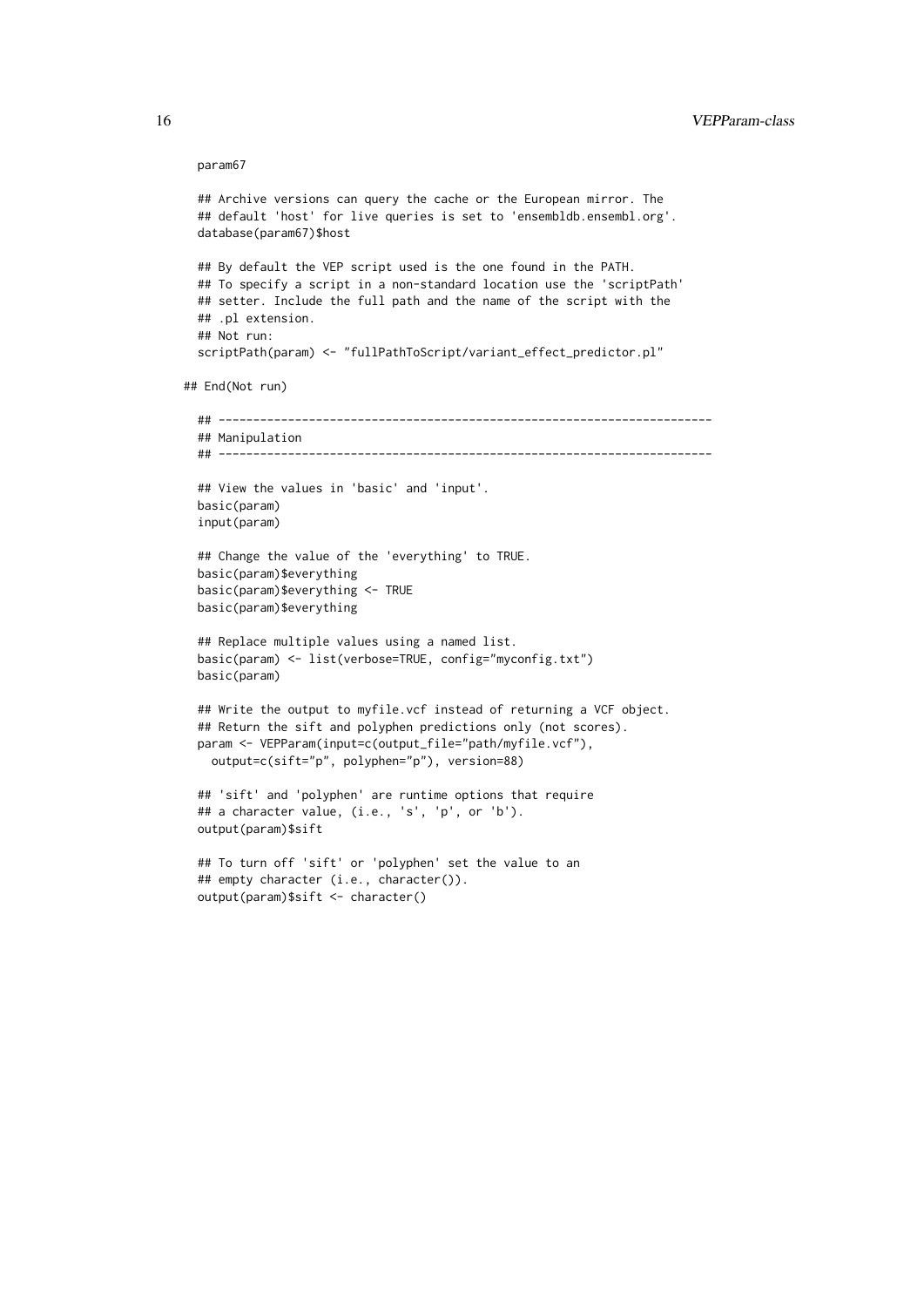```
  param67

  ## Archive versions can query the cache or the European mirror. The
  ## default 'host' for live queries is set to 'ensembldb.ensembl.org'.
  database(param67)$host

  ## By default the VEP script used is the one found in the PATH.
  ## To specify a script in a non-standard location use the 'scriptPath'
  ## setter. Include the full path and the name of the script with the
  ## .pl extension.
  ## Not run:
  scriptPath(param) <- "fullPathToScript/variant_effect_predictor.pl"

## End(Not run)

  ## ---------------------------------------------------------------------
  ## Manipulation
  ## ---------------------------------------------------------------------

  ## View the values in 'basic' and 'input'.
  basic(param)
  input(param)

  ## Change the value of the 'everything' to TRUE.
  basic(param)$everything
  basic(param)$everything <- TRUE
  basic(param)$everything

  ## Replace multiple values using a named list.
  basic(param) <- list(verbose=TRUE, config="myconfig.txt")
  basic(param)

  ## Write the output to myfile.vcf instead of returning a VCF object.
  ## Return the sift and polyphen predictions only (not scores).
  param <- VEPParam(input=c(output_file="path/myfile.vcf"),
    output=c(sift="p", polyphen="p"), version=88)

  ## 'sift' and 'polyphen' are runtime options that require
  ## a character value, (i.e., 's', 'p', or 'b').
  output(param)$sift

  ## To turn off 'sift' or 'polyphen' set the value to an
  ## empty character (i.e., character()).
  output(param)$sift <- character()
```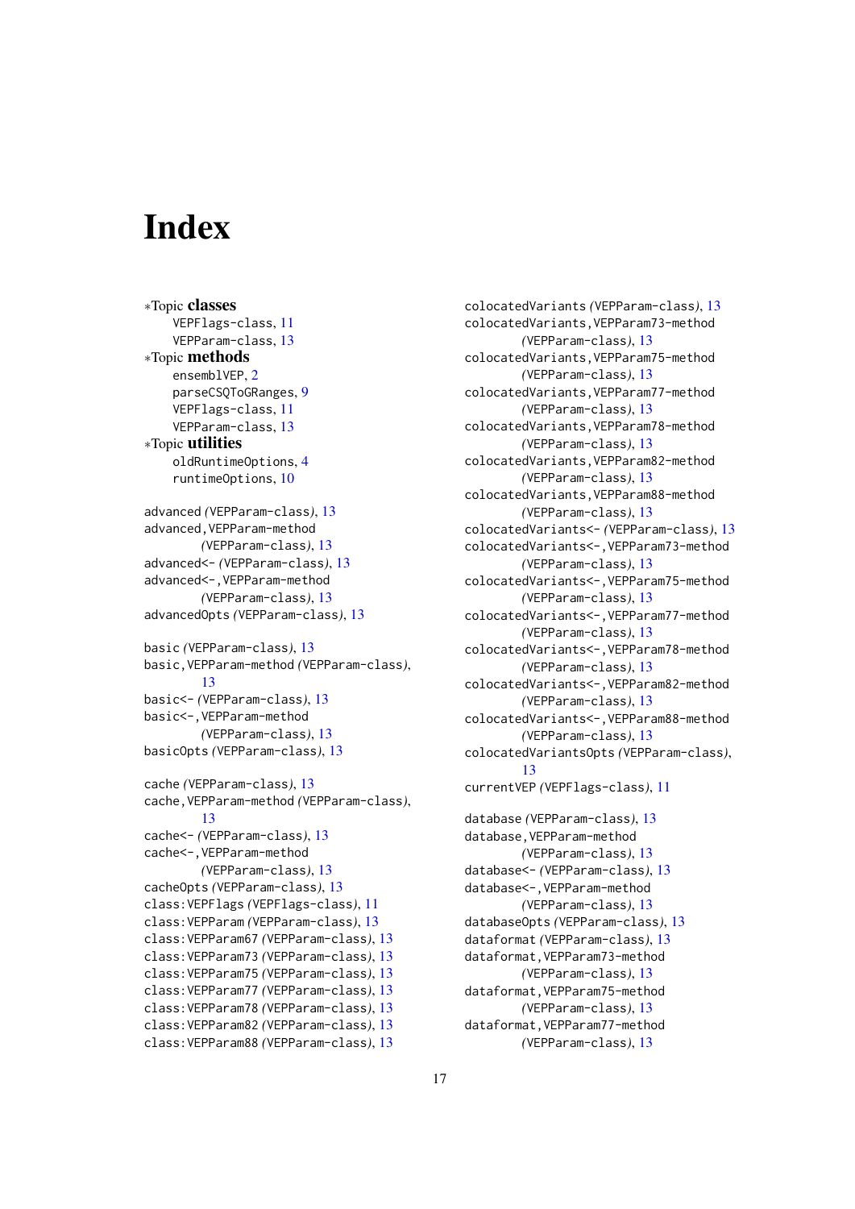# Index

∗Topic **classes**
- VEPFlags-class, 11
- VEPParam-class, 13

∗Topic **methods**
- ensemblVEP, 2
- parseCSQToGRanges, 9
- VEPFlags-class, 11
- VEPParam-class, 13

∗Topic **utilities**
- oldRuntimeOptions, 4
- runtimeOptions, 10

advanced *(*VEPParam-class*)*, 13
advanced,VEPParam-method *(*VEPParam-class*)*, 13
advanced<- *(*VEPParam-class*)*, 13
advanced<-,VEPParam-method *(*VEPParam-class*)*, 13
advancedOpts *(*VEPParam-class*)*, 13

basic *(*VEPParam-class*)*, 13
basic,VEPParam-method *(*VEPParam-class*)*, 13
basic<- *(*VEPParam-class*)*, 13
basic<-,VEPParam-method *(*VEPParam-class*)*, 13
basicOpts *(*VEPParam-class*)*, 13

cache *(*VEPParam-class*)*, 13
cache,VEPParam-method *(*VEPParam-class*)*, 13
cache<- *(*VEPParam-class*)*, 13
cache<-,VEPParam-method *(*VEPParam-class*)*, 13
cacheOpts *(*VEPParam-class*)*, 13
class:VEPFlags *(*VEPFlags-class*)*, 11
class:VEPParam *(*VEPParam-class*)*, 13
class:VEPParam67 *(*VEPParam-class*)*, 13
class:VEPParam73 *(*VEPParam-class*)*, 13
class:VEPParam75 *(*VEPParam-class*)*, 13
class:VEPParam77 *(*VEPParam-class*)*, 13
class:VEPParam78 *(*VEPParam-class*)*, 13
class:VEPParam82 *(*VEPParam-class*)*, 13
class:VEPParam88 *(*VEPParam-class*)*, 13
colocatedVariants *(*VEPParam-class*)*, 13
colocatedVariants,VEPParam73-method *(*VEPParam-class*)*, 13
colocatedVariants,VEPParam75-method *(*VEPParam-class*)*, 13
colocatedVariants,VEPParam77-method *(*VEPParam-class*)*, 13
colocatedVariants,VEPParam78-method *(*VEPParam-class*)*, 13
colocatedVariants,VEPParam82-method *(*VEPParam-class*)*, 13
colocatedVariants,VEPParam88-method *(*VEPParam-class*)*, 13
colocatedVariants<- *(*VEPParam-class*)*, 13
colocatedVariants<-,VEPParam73-method *(*VEPParam-class*)*, 13
colocatedVariants<-,VEPParam75-method *(*VEPParam-class*)*, 13
colocatedVariants<-,VEPParam77-method *(*VEPParam-class*)*, 13
colocatedVariants<-,VEPParam78-method *(*VEPParam-class*)*, 13
colocatedVariants<-,VEPParam82-method *(*VEPParam-class*)*, 13
colocatedVariants<-,VEPParam88-method *(*VEPParam-class*)*, 13
colocatedVariantsOpts *(*VEPParam-class*)*, 13
currentVEP *(*VEPFlags-class*)*, 11

database *(*VEPParam-class*)*, 13
database,VEPParam-method *(*VEPParam-class*)*, 13
database<- *(*VEPParam-class*)*, 13
database<-,VEPParam-method *(*VEPParam-class*)*, 13
databaseOpts *(*VEPParam-class*)*, 13
dataformat *(*VEPParam-class*)*, 13
dataformat,VEPParam73-method *(*VEPParam-class*)*, 13
dataformat,VEPParam75-method *(*VEPParam-class*)*, 13
dataformat,VEPParam77-method *(*VEPParam-class*)*, 13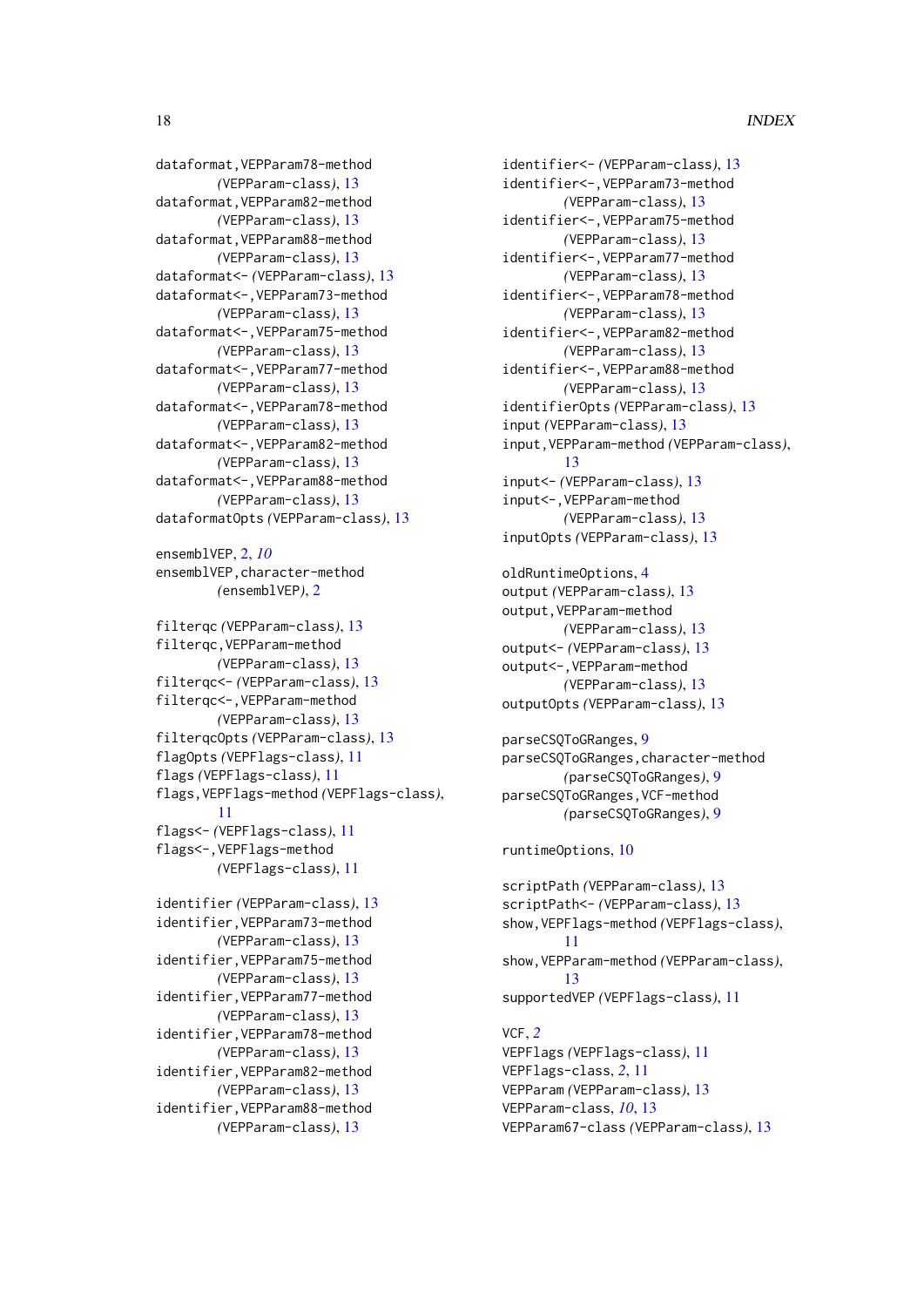dataformat,VEPParam78-method (VEPParam-class), 13
dataformat,VEPParam82-method (VEPParam-class), 13
dataformat,VEPParam88-method (VEPParam-class), 13
dataformat<- (VEPParam-class), 13
dataformat<-,VEPParam73-method (VEPParam-class), 13
dataformat<-,VEPParam75-method (VEPParam-class), 13
dataformat<-,VEPParam77-method (VEPParam-class), 13
dataformat<-,VEPParam78-method (VEPParam-class), 13
dataformat<-,VEPParam82-method (VEPParam-class), 13
dataformat<-,VEPParam88-method (VEPParam-class), 13
dataformatOpts (VEPParam-class), 13

ensemblVEP, 2, *10*
ensemblVEP,character-method (ensemblVEP), 2

filterqc (VEPParam-class), 13
filterqc,VEPParam-method (VEPParam-class), 13
filterqc<- (VEPParam-class), 13
filterqc<-,VEPParam-method (VEPParam-class), 13
filterqcOpts (VEPParam-class), 13
flagOpts (VEPFlags-class), 11
flags (VEPFlags-class), 11
flags,VEPFlags-method (VEPFlags-class), 11
flags<- (VEPFlags-class), 11
flags<-,VEPFlags-method (VEPFlags-class), 11

identifier (VEPParam-class), 13
identifier,VEPParam73-method (VEPParam-class), 13
identifier,VEPParam75-method (VEPParam-class), 13
identifier,VEPParam77-method (VEPParam-class), 13
identifier,VEPParam78-method (VEPParam-class), 13
identifier,VEPParam82-method (VEPParam-class), 13
identifier,VEPParam88-method (VEPParam-class), 13
identifier<- (VEPParam-class), 13
identifier<-,VEPParam73-method (VEPParam-class), 13
identifier<-,VEPParam75-method (VEPParam-class), 13
identifier<-,VEPParam77-method (VEPParam-class), 13
identifier<-,VEPParam78-method (VEPParam-class), 13
identifier<-,VEPParam82-method (VEPParam-class), 13
identifier<-,VEPParam88-method (VEPParam-class), 13
identifierOpts (VEPParam-class), 13
input (VEPParam-class), 13
input,VEPParam-method (VEPParam-class), 13
input<- (VEPParam-class), 13
input<-,VEPParam-method (VEPParam-class), 13
inputOpts (VEPParam-class), 13

oldRuntimeOptions, 4
output (VEPParam-class), 13
output,VEPParam-method (VEPParam-class), 13
output<- (VEPParam-class), 13
output<-,VEPParam-method (VEPParam-class), 13
outputOpts (VEPParam-class), 13

parseCSQToGRanges, 9
parseCSQToGRanges,character-method (parseCSQToGRanges), 9
parseCSQToGRanges,VCF-method (parseCSQToGRanges), 9

runtimeOptions, 10

scriptPath (VEPParam-class), 13
scriptPath<- (VEPParam-class), 13
show,VEPFlags-method (VEPFlags-class), 11
show,VEPParam-method (VEPParam-class), 13
supportedVEP (VEPFlags-class), 11

VCF, *2*
VEPFlags (VEPFlags-class), 11
VEPFlags-class, *2*, 11
VEPParam (VEPParam-class), 13
VEPParam-class, *10*, 13
VEPParam67-class (VEPParam-class), 13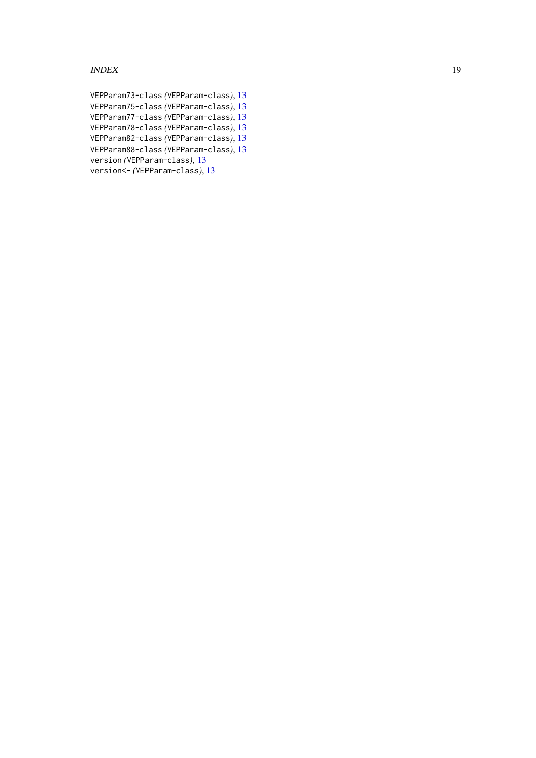VEPParam73-class (VEPParam-class), 13
VEPParam75-class (VEPParam-class), 13
VEPParam77-class (VEPParam-class), 13
VEPParam78-class (VEPParam-class), 13
VEPParam82-class (VEPParam-class), 13
VEPParam88-class (VEPParam-class), 13
version (VEPParam-class), 13
version<- (VEPParam-class), 13